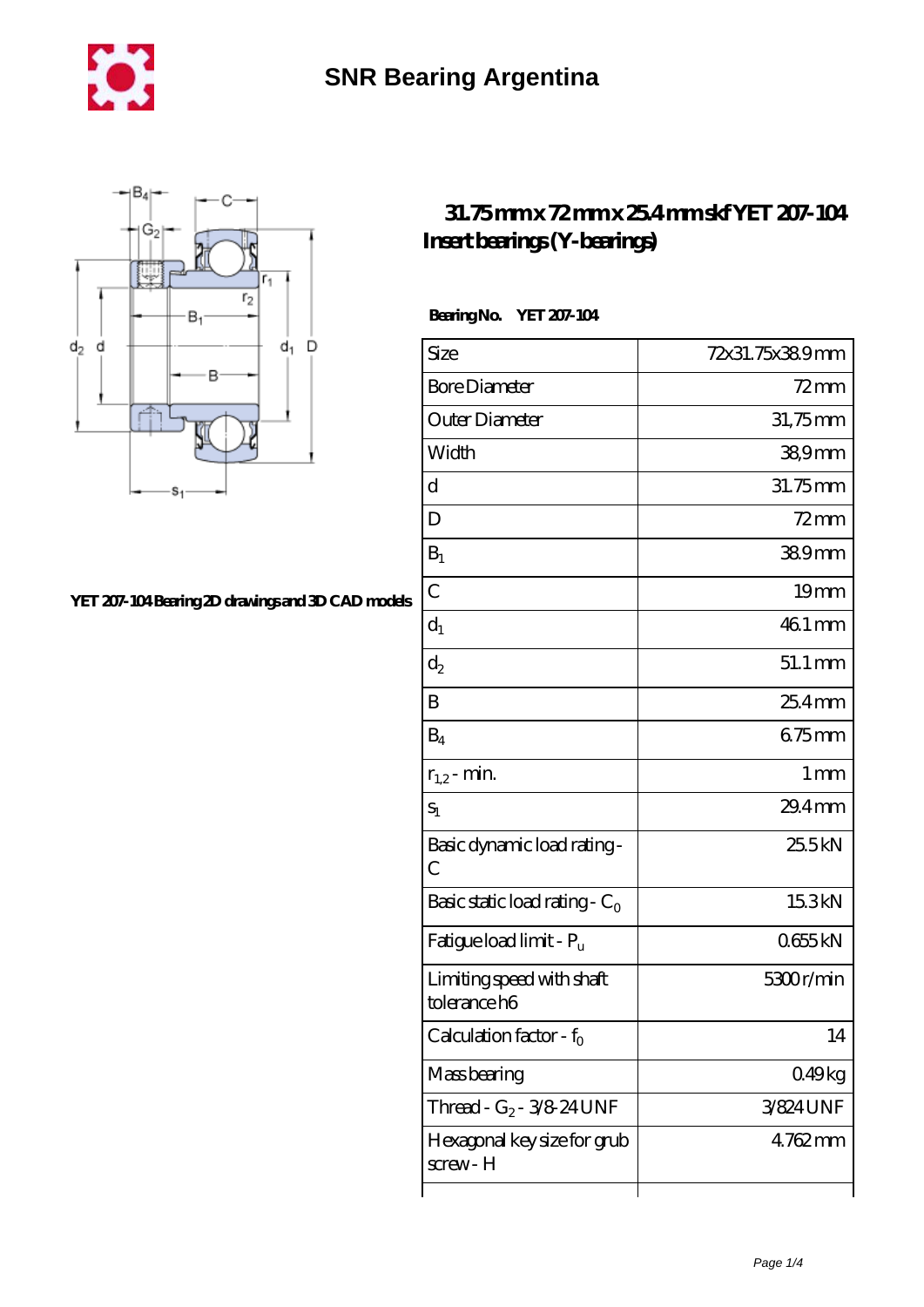# SNR Bearing Argentina

YET 207-104 Bearing 2D drawings and 3D CAD models

## 31.75 mm x 72 mm x 25.4 mm skf YET 207-104 Insert bearings (Y-bearings)

**Bearing No. YET 207-104**

| Size | 72x31.75x38.9 mm |
|---|---|
| Bore Diameter | 72 mm |
| Outer Diameter | 31,75 mm |
| Width | 38,9 mm |
| d | 31.75 mm |
| D | 72 mm |
| $B_1$ | 38.9 mm |
| C | 19 mm |
| $d_1$ | 46.1 mm |
| $d_2$ | 51.1 mm |
| B | 25.4 mm |
| $B_4$ | 6.75 mm |
| $r_{1,2}$ - min. | 1 mm |
| $s_1$ | 29.4 mm |
| Basic dynamic load rating - C | 25.5 kN |
| Basic static load rating - $C_0$ | 15.3 kN |
| Fatigue load limit - $P_u$ | 0.655 kN |
| Limiting speed with shaft tolerance h6 | 5300 r/min |
| Calculation factor - $f_0$ | 14 |
| Mass bearing | 0.49 kg |
| Thread - $G_2$ - 3/8-24 UNF | 3/824 UNF |
| Hexagonal key size for grub screw - H | 4.762 mm |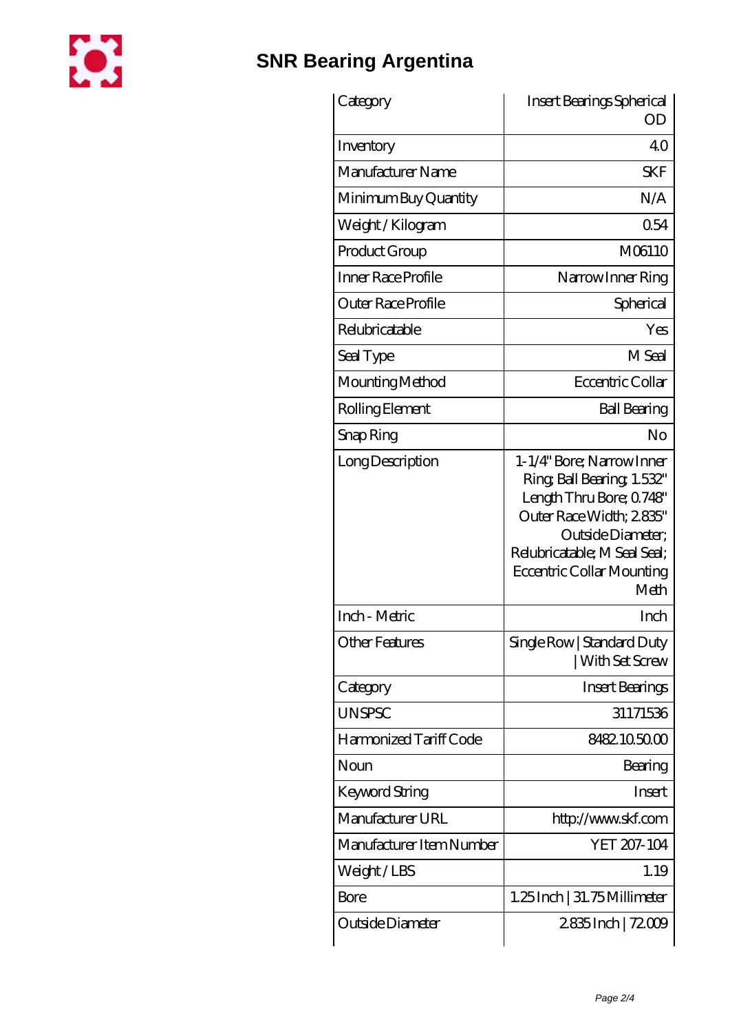| Category | Insert Bearings Spherical OD |
|---|---|
| Inventory | 4.0 |
| Manufacturer Name | SKF |
| Minimum Buy Quantity | N/A |
| Weight / Kilogram | 0.54 |
| Product Group | M06110 |
| Inner Race Profile | Narrow Inner Ring |
| Outer Race Profile | Spherical |
| Relubricatable | Yes |
| Seal Type | M Seal |
| Mounting Method | Eccentric Collar |
| Rolling Element | Ball Bearing |
| Snap Ring | No |
| Long Description | 1-1/4" Bore; Narrow Inner Ring; Ball Bearing; 1.532" Length Thru Bore; 0.748" Outer Race Width; 2.835" Outside Diameter; Relubricatable; M Seal Seal; Eccentric Collar Mounting Meth |
| Inch - Metric | Inch |
| Other Features | Single Row \| Standard Duty \| With Set Screw |
| Category | Insert Bearings |
| UNSPSC | 31171536 |
| Harmonized Tariff Code | 8482.10.50.00 |
| Noun | Bearing |
| Keyword String | Insert |
| Manufacturer URL | http://www.skf.com |
| Manufacturer Item Number | YET 207-104 |
| Weight / LBS | 1.19 |
| Bore | 1.25 Inch \| 31.75 Millimeter |
| Outside Diameter | 2.835 Inch \| 72.009 |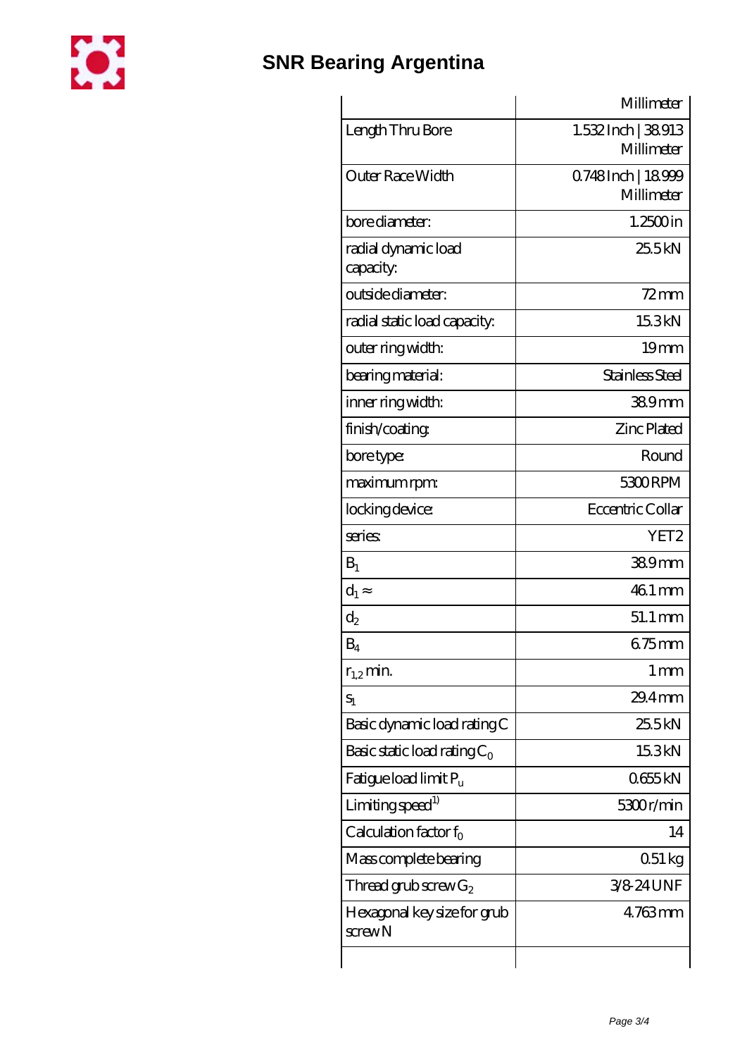|  | Millimeter |
| --- | --- |
| Length Thru Bore | 1.532 Inch \| 38.913 Millimeter |
| Outer Race Width | 0.748 Inch \| 18.999 Millimeter |
| bore diameter: | 1.2500 in |
| radial dynamic load capacity: | 25.5 kN |
| outside diameter: | 72 mm |
| radial static load capacity: | 15.3 kN |
| outer ring width: | 19 mm |
| bearing material: | Stainless Steel |
| inner ring width: | 38.9 mm |
| finish/coating: | Zinc Plated |
| bore type: | Round |
| maximum rpm: | 5300 RPM |
| locking device: | Eccentric Collar |
| series: | YET2 |
| $B_1$ | 38.9 mm |
| $d_1 \approx$ | 46.1 mm |
| $d_2$ | 51.1 mm |
| $B_4$ | 6.75 mm |
| $r_{1,2}$ min. | 1 mm |
| $s_1$ | 29.4 mm |
| Basic dynamic load rating C | 25.5 kN |
| Basic static load rating $C_0$ | 15.3 kN |
| Fatigue load limit $P_u$ | 0.655 kN |
| Limiting speed[1)] | 5300 r/min |
| Calculation factor $f_0$ | 14 |
| Mass complete bearing | 0.51 kg |
| Thread grub screw $G_2$ | 3/8-24 UNF |
| Hexagonal key size for grub screw N | 4.763 mm |
|  |  |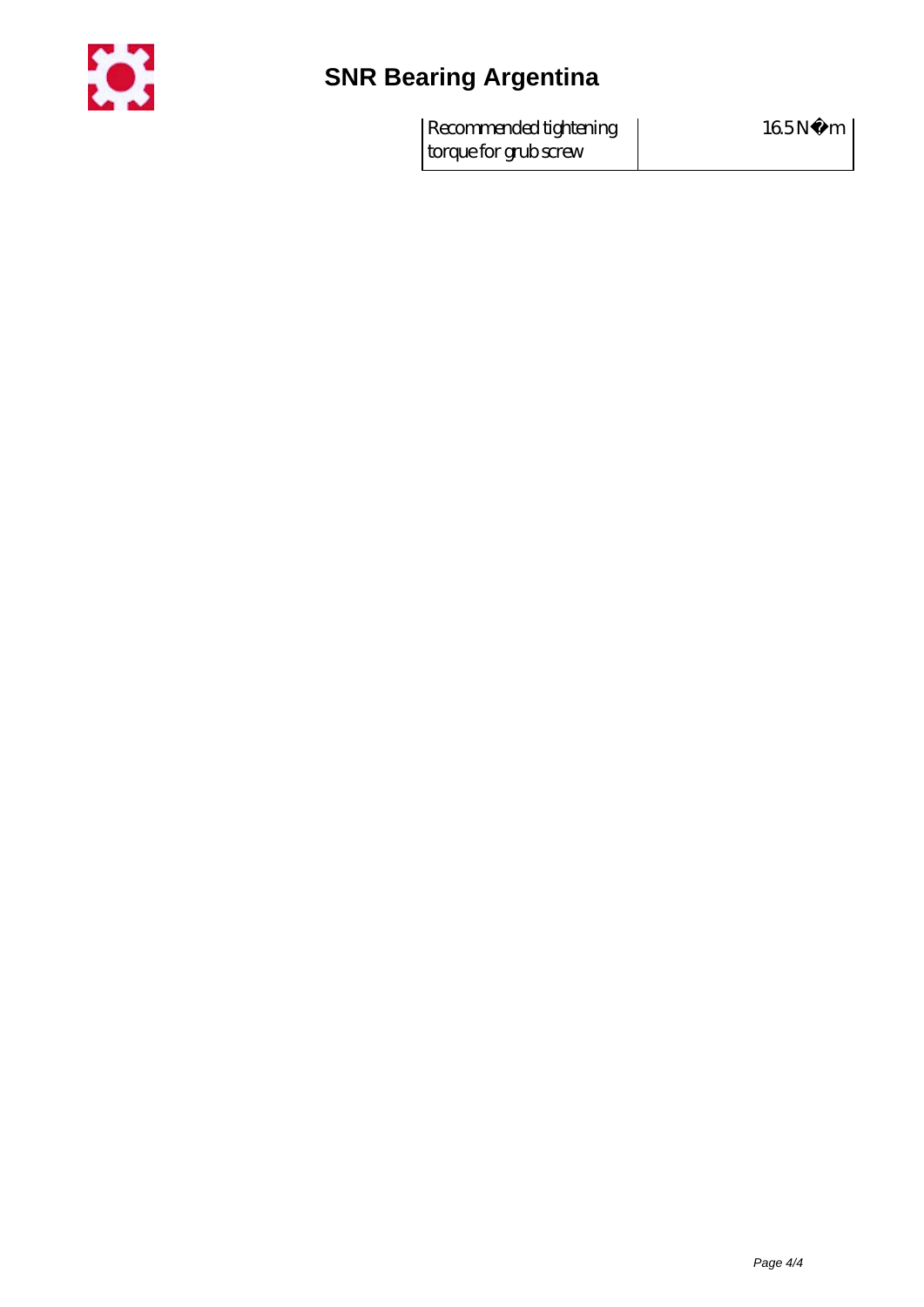| | |
|---|---|
| Recommended tightening torque for grub screw | 16.5 N�m |